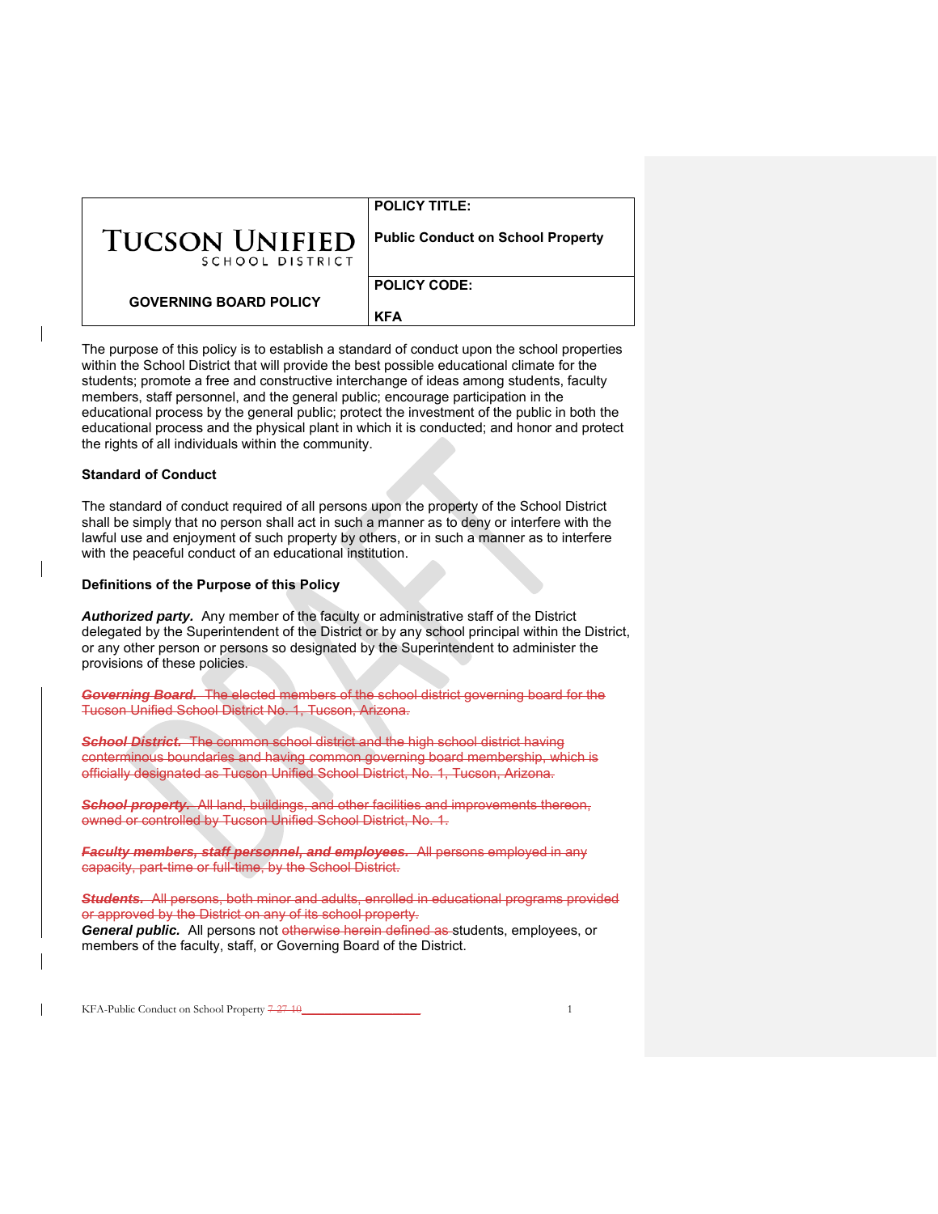| TUCSON UNIFIED SCHOOL DISTRICT | POLICY TITLE: Public Conduct on School Property |
| --- | --- |
| GOVERNING BOARD POLICY | POLICY CODE: KFA |

The purpose of this policy is to establish a standard of conduct upon the school properties within the School District that will provide the best possible educational climate for the students; promote a free and constructive interchange of ideas among students, faculty members, staff personnel, and the general public; encourage participation in the educational process by the general public; protect the investment of the public in both the educational process and the physical plant in which it is conducted; and honor and protect the rights of all individuals within the community.

**Standard of Conduct**

The standard of conduct required of all persons upon the property of the School District shall be simply that no person shall act in such a manner as to deny or interfere with the lawful use and enjoyment of such property by others, or in such a manner as to interfere with the peaceful conduct of an educational institution.

**Definitions of the Purpose of this Policy**

***Authorized party.*** Any member of the faculty or administrative staff of the District delegated by the Superintendent of the District or by any school principal within the District, or any other person or persons so designated by the Superintendent to administer the provisions of these policies.

~~***Governing Board.*** The elected members of the school district governing board for the Tucson Unified School District No. 1, Tucson, Arizona.~~

~~***School District.*** The common school district and the high school district having conterminous boundaries and having common governing board membership, which is officially designated as Tucson Unified School District, No. 1, Tucson, Arizona.~~

~~***School property.*** All land, buildings, and other facilities and improvements thereon, owned or controlled by Tucson Unified School District, No. 1.~~

~~***Faculty members, staff personnel, and employees.*** All persons employed in any capacity, part-time or full-time, by the School District.~~

~~***Students.*** All persons, both minor and adults, enrolled in educational programs provided or approved by the District on any of its school property.~~

***General public.*** All persons not ~~otherwise herein defined as~~ students, employees, or members of the faculty, staff, or Governing Board of the District.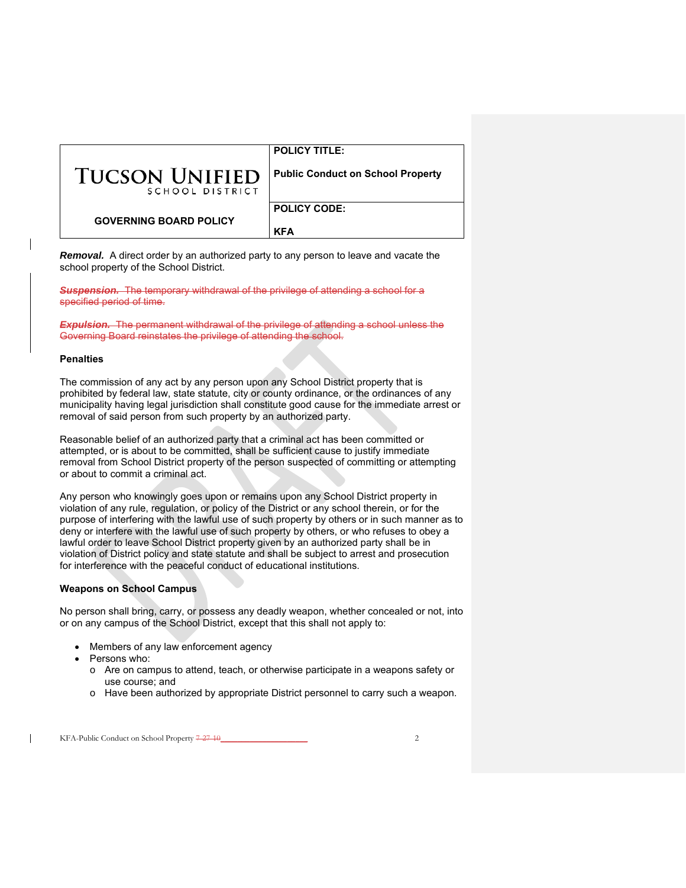**Removal.** A direct order by an authorized party to any person to leave and vacate the school property of the School District.

~~***Suspension.*** The temporary withdrawal of the privilege of attending a school for a specified period of time.~~

~~***Expulsion.*** The permanent withdrawal of the privilege of attending a school unless the Governing Board reinstates the privilege of attending the school.~~

**Penalties**

The commission of any act by any person upon any School District property that is prohibited by federal law, state statute, city or county ordinance, or the ordinances of any municipality having legal jurisdiction shall constitute good cause for the immediate arrest or removal of said person from such property by an authorized party.

Reasonable belief of an authorized party that a criminal act has been committed or attempted, or is about to be committed, shall be sufficient cause to justify immediate removal from School District property of the person suspected of committing or attempting or about to commit a criminal act.

Any person who knowingly goes upon or remains upon any School District property in violation of any rule, regulation, or policy of the District or any school therein, or for the purpose of interfering with the lawful use of such property by others or in such manner as to deny or interfere with the lawful use of such property by others, or who refuses to obey a lawful order to leave School District property given by an authorized party shall be in violation of District policy and state statute and shall be subject to arrest and prosecution for interference with the peaceful conduct of educational institutions.

**Weapons on School Campus**

No person shall bring, carry, or possess any deadly weapon, whether concealed or not, into or on any campus of the School District, except that this shall not apply to:

- Members of any law enforcement agency
- Persons who:
  - Are on campus to attend, teach, or otherwise participate in a weapons safety or use course; and
  - Have been authorized by appropriate District personnel to carry such a weapon.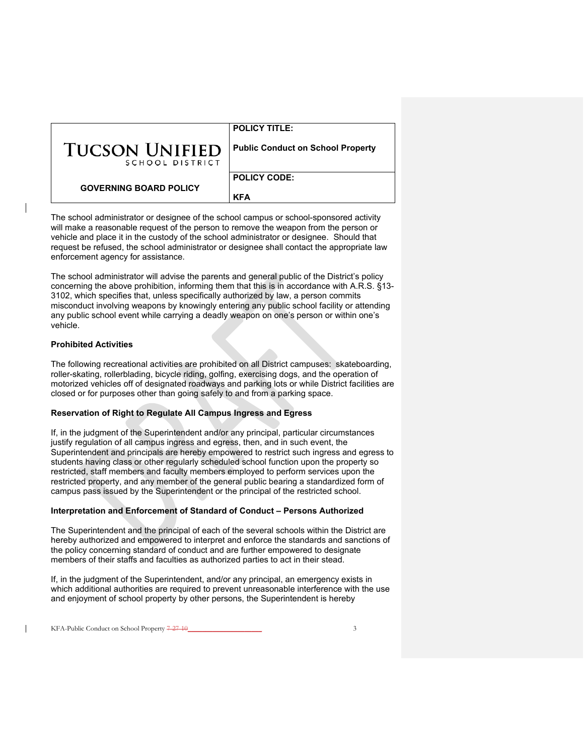The school administrator or designee of the school campus or school-sponsored activity will make a reasonable request of the person to remove the weapon from the person or vehicle and place it in the custody of the school administrator or designee. Should that request be refused, the school administrator or designee shall contact the appropriate law enforcement agency for assistance.

The school administrator will advise the parents and general public of the District's policy concerning the above prohibition, informing them that this is in accordance with A.R.S. §13-3102, which specifies that, unless specifically authorized by law, a person commits misconduct involving weapons by knowingly entering any public school facility or attending any public school event while carrying a deadly weapon on one's person or within one's vehicle.

**Prohibited Activities**

The following recreational activities are prohibited on all District campuses: skateboarding, roller-skating, rollerblading, bicycle riding, golfing, exercising dogs, and the operation of motorized vehicles off of designated roadways and parking lots or while District facilities are closed or for purposes other than going safely to and from a parking space.

**Reservation of Right to Regulate All Campus Ingress and Egress**

If, in the judgment of the Superintendent and/or any principal, particular circumstances justify regulation of all campus ingress and egress, then, and in such event, the Superintendent and principals are hereby empowered to restrict such ingress and egress to students having class or other regularly scheduled school function upon the property so restricted, staff members and faculty members employed to perform services upon the restricted property, and any member of the general public bearing a standardized form of campus pass issued by the Superintendent or the principal of the restricted school.

**Interpretation and Enforcement of Standard of Conduct – Persons Authorized**

The Superintendent and the principal of each of the several schools within the District are hereby authorized and empowered to interpret and enforce the standards and sanctions of the policy concerning standard of conduct and are further empowered to designate members of their staffs and faculties as authorized parties to act in their stead.

If, in the judgment of the Superintendent, and/or any principal, an emergency exists in which additional authorities are required to prevent unreasonable interference with the use and enjoyment of school property by other persons, the Superintendent is hereby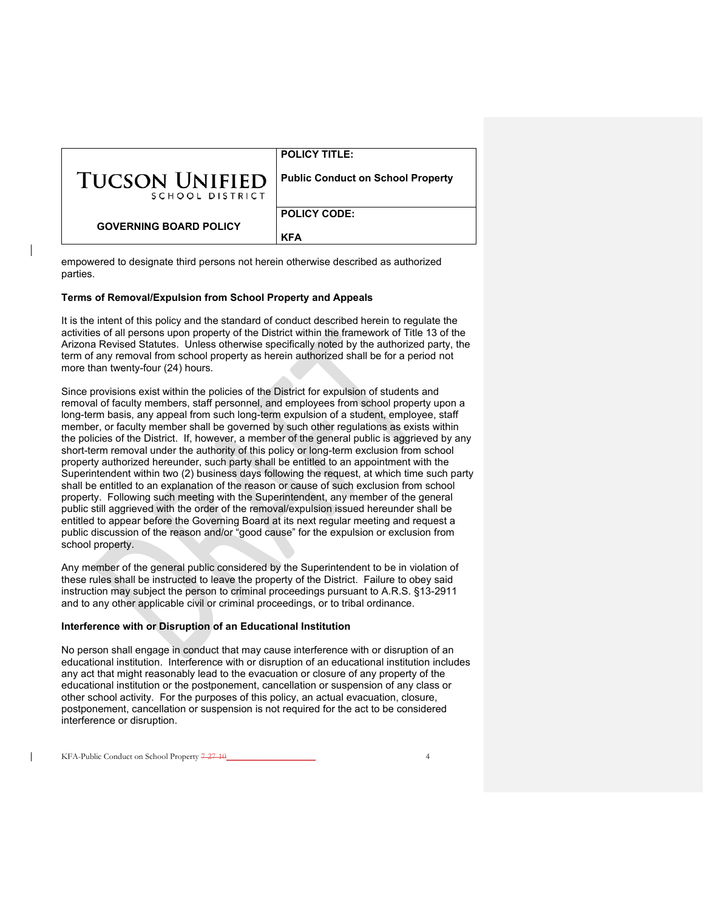empowered to designate third persons not herein otherwise described as authorized parties.

**Terms of Removal/Expulsion from School Property and Appeals**

It is the intent of this policy and the standard of conduct described herein to regulate the activities of all persons upon property of the District within the framework of Title 13 of the Arizona Revised Statutes. Unless otherwise specifically noted by the authorized party, the term of any removal from school property as herein authorized shall be for a period not more than twenty-four (24) hours.

Since provisions exist within the policies of the District for expulsion of students and removal of faculty members, staff personnel, and employees from school property upon a long-term basis, any appeal from such long-term expulsion of a student, employee, staff member, or faculty member shall be governed by such other regulations as exists within the policies of the District. If, however, a member of the general public is aggrieved by any short-term removal under the authority of this policy or long-term exclusion from school property authorized hereunder, such party shall be entitled to an appointment with the Superintendent within two (2) business days following the request, at which time such party shall be entitled to an explanation of the reason or cause of such exclusion from school property. Following such meeting with the Superintendent, any member of the general public still aggrieved with the order of the removal/expulsion issued hereunder shall be entitled to appear before the Governing Board at its next regular meeting and request a public discussion of the reason and/or "good cause" for the expulsion or exclusion from school property.

Any member of the general public considered by the Superintendent to be in violation of these rules shall be instructed to leave the property of the District. Failure to obey said instruction may subject the person to criminal proceedings pursuant to A.R.S. §13-2911 and to any other applicable civil or criminal proceedings, or to tribal ordinance.

**Interference with or Disruption of an Educational Institution**

No person shall engage in conduct that may cause interference with or disruption of an educational institution. Interference with or disruption of an educational institution includes any act that might reasonably lead to the evacuation or closure of any property of the educational institution or the postponement, cancellation or suspension of any class or other school activity. For the purposes of this policy, an actual evacuation, closure, postponement, cancellation or suspension is not required for the act to be considered interference or disruption.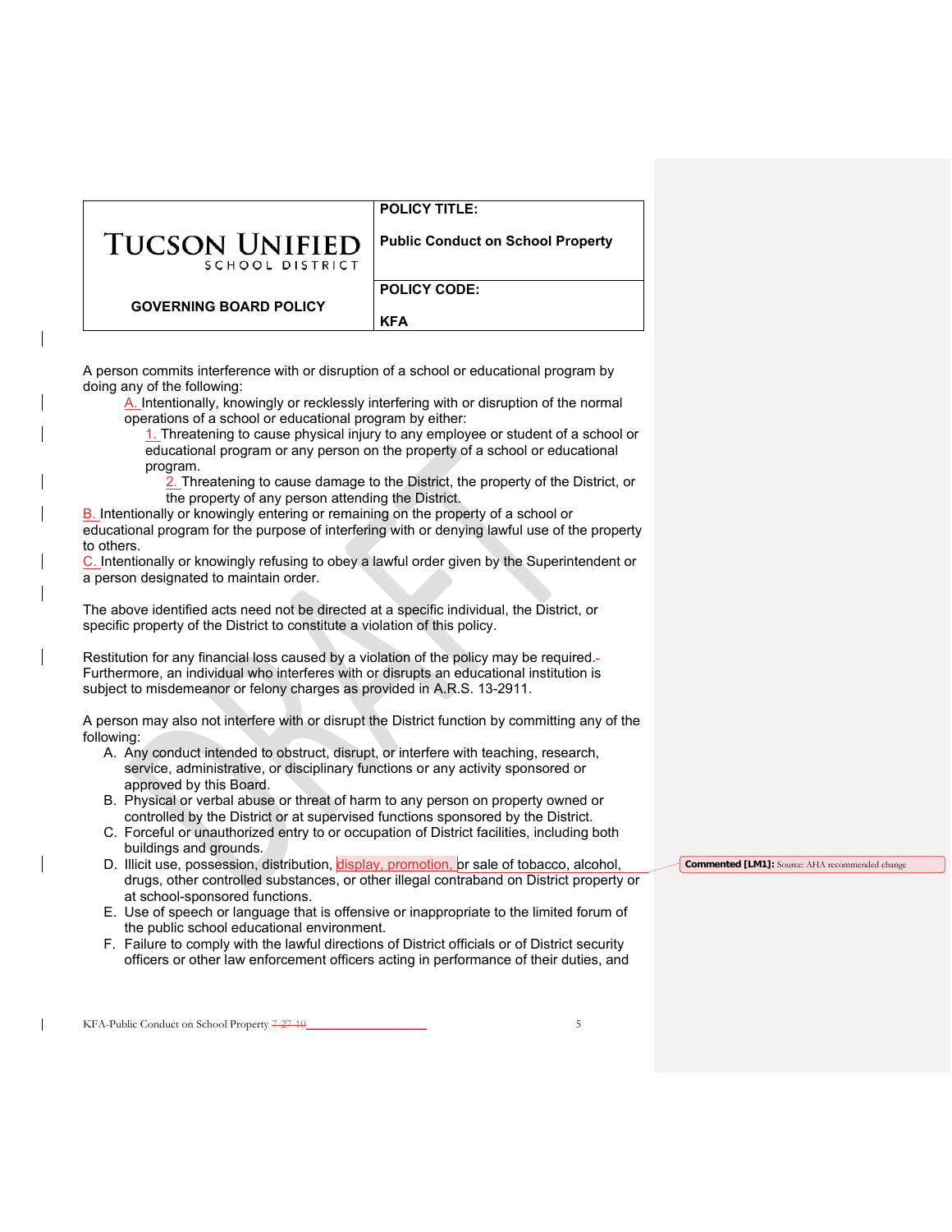| | POLICY TITLE: |
|---|---|
| **TUCSON UNIFIED** SCHOOL DISTRICT | **Public Conduct on School Property** |
| | **POLICY CODE:** |
| **GOVERNING BOARD POLICY** | **KFA** |

A person commits interference with or disruption of a school or educational program by doing any of the following:

A. Intentionally, knowingly or recklessly interfering with or disruption of the normal operations of a school or educational program by either:

1. Threatening to cause physical injury to any employee or student of a school or educational program or any person on the property of a school or educational program.
2. Threatening to cause damage to the District, the property of the District, or the property of any person attending the District.

B. Intentionally or knowingly entering or remaining on the property of a school or educational program for the purpose of interfering with or denying lawful use of the property to others.

C. Intentionally or knowingly refusing to obey a lawful order given by the Superintendent or a person designated to maintain order.

The above identified acts need not be directed at a specific individual, the District, or specific property of the District to constitute a violation of this policy.

Restitution for any financial loss caused by a violation of the policy may be required. Furthermore, an individual who interferes with or disrupts an educational institution is subject to misdemeanor or felony charges as provided in A.R.S. 13-2911.

A person may also not interfere with or disrupt the District function by committing any of the following:

A. Any conduct intended to obstruct, disrupt, or interfere with teaching, research, service, administrative, or disciplinary functions or any activity sponsored or approved by this Board.
B. Physical or verbal abuse or threat of harm to any person on property owned or controlled by the District or at supervised functions sponsored by the District.
C. Forceful or unauthorized entry to or occupation of District facilities, including both buildings and grounds.
D. Illicit use, possession, distribution, display, promotion, or sale of tobacco, alcohol, drugs, other controlled substances, or other illegal contraband on District property or at school-sponsored functions.
E. Use of speech or language that is offensive or inappropriate to the limited forum of the public school educational environment.
F. Failure to comply with the lawful directions of District officials or of District security officers or other law enforcement officers acting in performance of their duties, and

**Commented [LM1]:** Source: AHA recommended change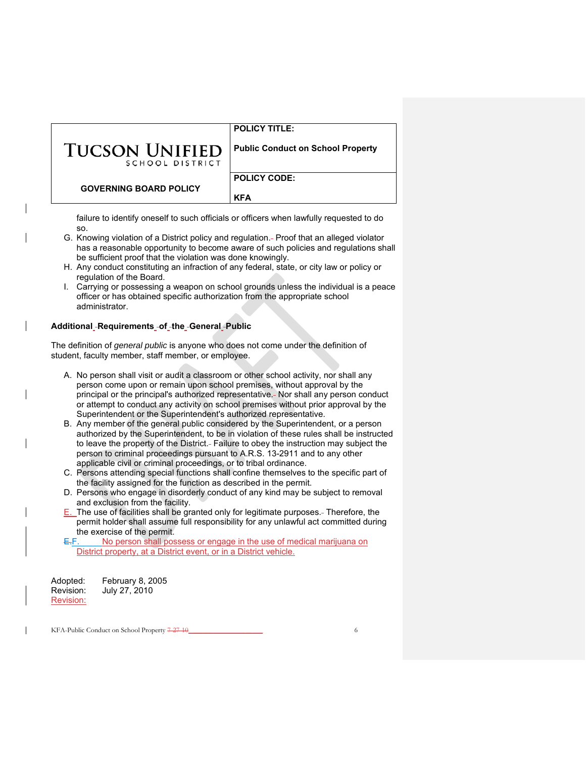failure to identify oneself to such officials or officers when lawfully requested to do so.

G. Knowing violation of a District policy and regulation. Proof that an alleged violator has a reasonable opportunity to become aware of such policies and regulations shall be sufficient proof that the violation was done knowingly.
H. Any conduct constituting an infraction of any federal, state, or city law or policy or regulation of the Board.
I. Carrying or possessing a weapon on school grounds unless the individual is a peace officer or has obtained specific authorization from the appropriate school administrator.

**Additional Requirements of the General Public**

The definition of *general public* is anyone who does not come under the definition of student, faculty member, staff member, or employee.

A. No person shall visit or audit a classroom or other school activity, nor shall any person come upon or remain upon school premises, without approval by the principal or the principal's authorized representative. Nor shall any person conduct or attempt to conduct any activity on school premises without prior approval by the Superintendent or the Superintendent's authorized representative.
B. Any member of the general public considered by the Superintendent, or a person authorized by the Superintendent, to be in violation of these rules shall be instructed to leave the property of the District. Failure to obey the instruction may subject the person to criminal proceedings pursuant to A.R.S. 13-2911 and to any other applicable civil or criminal proceedings, or to tribal ordinance.
C. Persons attending special functions shall confine themselves to the specific part of the facility assigned for the function as described in the permit.
D. Persons who engage in disorderly conduct of any kind may be subject to removal and exclusion from the facility.
E. The use of facilities shall be granted only for legitimate purposes. Therefore, the permit holder shall assume full responsibility for any unlawful act committed during the exercise of the permit.
F. No person shall possess or engage in the use of medical marijuana on District property, at a District event, or in a District vehicle.

Adopted: February 8, 2005
Revision: July 27, 2010
Revision: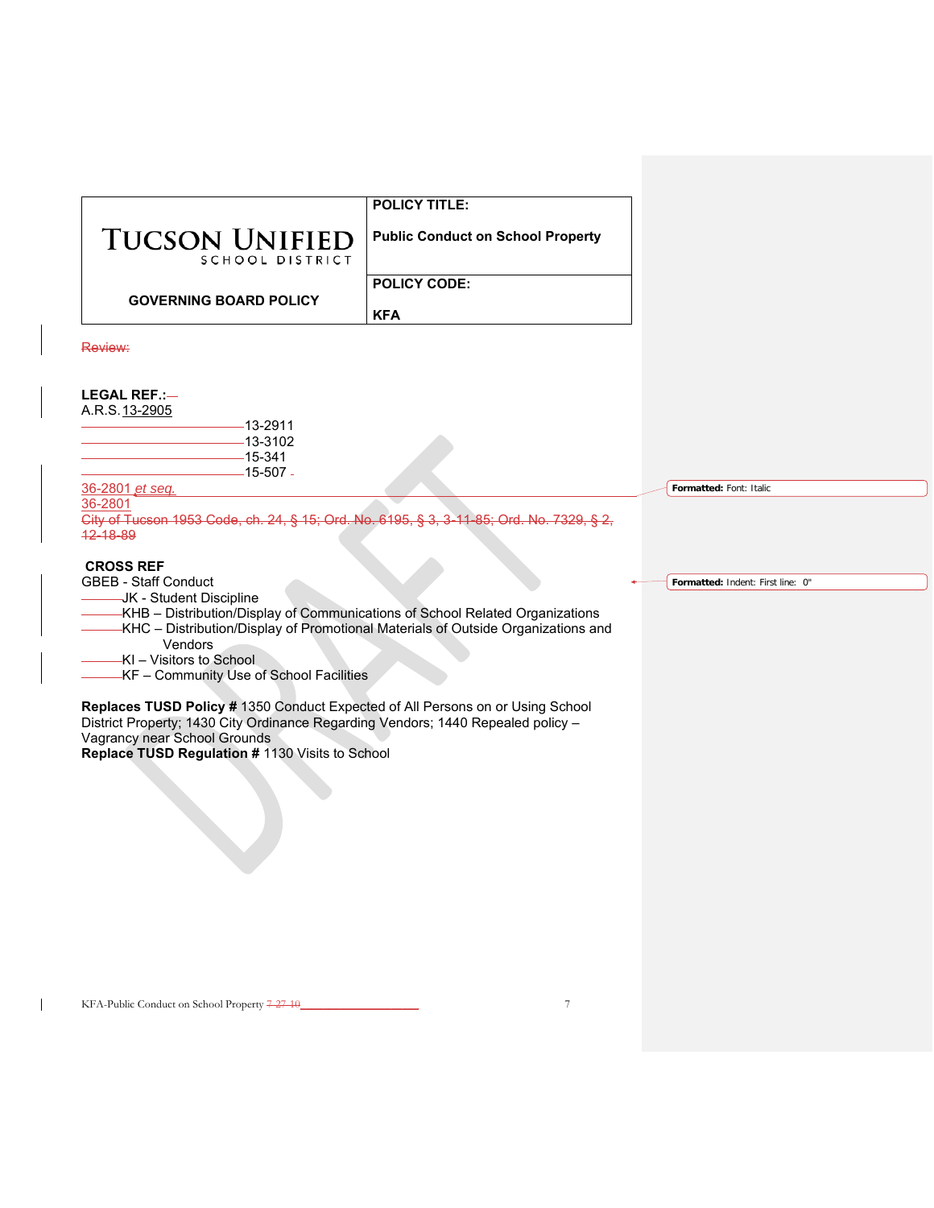| | |
|---|---|
| TUCSON UNIFIED SCHOOL DISTRICT | **POLICY TITLE:** |
| | **Public Conduct on School Property** |
| **GOVERNING BOARD POLICY** | **POLICY CODE:** |
| | **KFA** |

~~Review:~~

**LEGAL REF.:**

A.R.S. 13-2905

13-2911

13-3102

15-341

15-507

36-2801 *et seq.*

~~36-2801~~

~~City of Tucson 1953 Code, ch. 24, § 15; Ord. No. 6195, § 3, 3-11-85; Ord. No. 7329, § 2, 12-18-89~~

**CROSS REF**

GBEB - Staff Conduct

JK - Student Discipline

KHB – Distribution/Display of Communications of School Related Organizations

KHC – Distribution/Display of Promotional Materials of Outside Organizations and Vendors

KI – Visitors to School

KF – Community Use of School Facilities

**Replaces TUSD Policy #** 1350 Conduct Expected of All Persons on or Using School District Property; 1430 City Ordinance Regarding Vendors; 1440 Repealed policy – Vagrancy near School Grounds

**Replace TUSD Regulation #** 1130 Visits to School